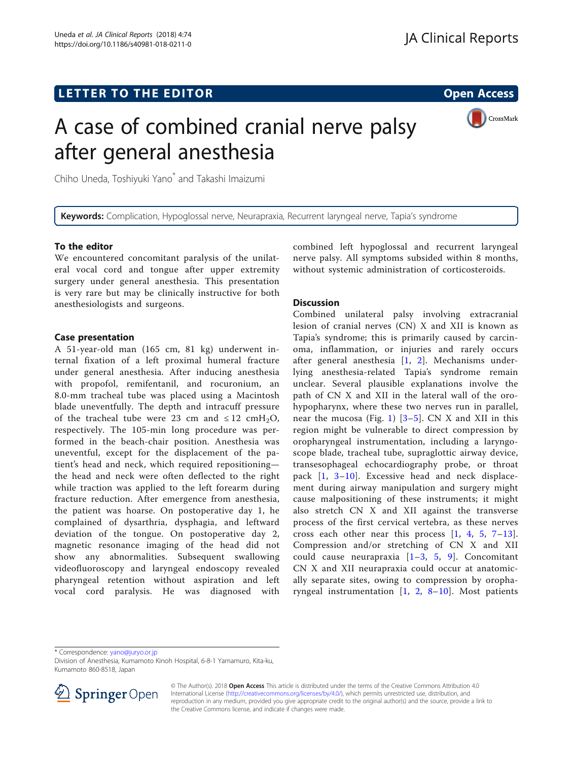LETTER TO THE EDITOR

Open Access

# A case of combined cranial nerve palsy after general anesthesia

Chiho Uneda, Toshiyuki Yano* and Takashi Imaizumi

**Keywords:** Complication, Hypoglossal nerve, Neurapraxia, Recurrent laryngeal nerve, Tapia's syndrome

## To the editor

We encountered concomitant paralysis of the unilateral vocal cord and tongue after upper extremity surgery under general anesthesia. This presentation is very rare but may be clinically instructive for both anesthesiologists and surgeons.

## Case presentation

A 51-year-old man (165 cm, 81 kg) underwent internal fixation of a left proximal humeral fracture under general anesthesia. After inducing anesthesia with propofol, remifentanil, and rocuronium, an 8.0-mm tracheal tube was placed using a Macintosh blade uneventfully. The depth and intracuff pressure of the tracheal tube were 23 cm and ≤ 12 $cmH_2O$, respectively. The 105-min long procedure was performed in the beach-chair position. Anesthesia was uneventful, except for the displacement of the patient's head and neck, which required repositioning—the head and neck were often deflected to the right while traction was applied to the left forearm during fracture reduction. After emergence from anesthesia, the patient was hoarse. On postoperative day 1, he complained of dysarthria, dysphagia, and leftward deviation of the tongue. On postoperative day 2, magnetic resonance imaging of the head did not show any abnormalities. Subsequent swallowing videofluoroscopy and laryngeal endoscopy revealed pharyngeal retention without aspiration and left vocal cord paralysis. He was diagnosed with combined left hypoglossal and recurrent laryngeal nerve palsy. All symptoms subsided within 8 months, without systemic administration of corticosteroids.

## Discussion

Combined unilateral palsy involving extracranial lesion of cranial nerves (CN) X and XII is known as Tapia's syndrome; this is primarily caused by carcinoma, inflammation, or injuries and rarely occurs after general anesthesia [1, 2]. Mechanisms underlying anesthesia-related Tapia's syndrome remain unclear. Several plausible explanations involve the path of CN X and XII in the lateral wall of the oro-hypopharynx, where these two nerves run in parallel, near the mucosa (Fig. 1) [3–5]. CN X and XII in this region might be vulnerable to direct compression by oropharyngeal instrumentation, including a laryngoscope blade, tracheal tube, supraglottic airway device, transesophageal echocardiography probe, or throat pack [1, 3–10]. Excessive head and neck displacement during airway manipulation and surgery might cause malpositioning of these instruments; it might also stretch CN X and XII against the transverse process of the first cervical vertebra, as these nerves cross each other near this process [1, 4, 5, 7–13]. Compression and/or stretching of CN X and XII could cause neurapraxia [1–3, 5, 9]. Concomitant CN X and XII neurapraxia could occur at anatomically separate sites, owing to compression by oropharyngeal instrumentation [1, 2, 8–10]. Most patients

* Correspondence: yano@juryo.or.jp
Division of Anesthesia, Kumamoto Kinoh Hospital, 6-8-1 Yamamuro, Kita-ku, Kumamoto 860-8518, Japan

© The Author(s). 2018 **Open Access** This article is distributed under the terms of the Creative Commons Attribution 4.0 International License (http://creativecommons.org/licenses/by/4.0/), which permits unrestricted use, distribution, and reproduction in any medium, provided you give appropriate credit to the original author(s) and the source, provide a link to the Creative Commons license, and indicate if changes were made.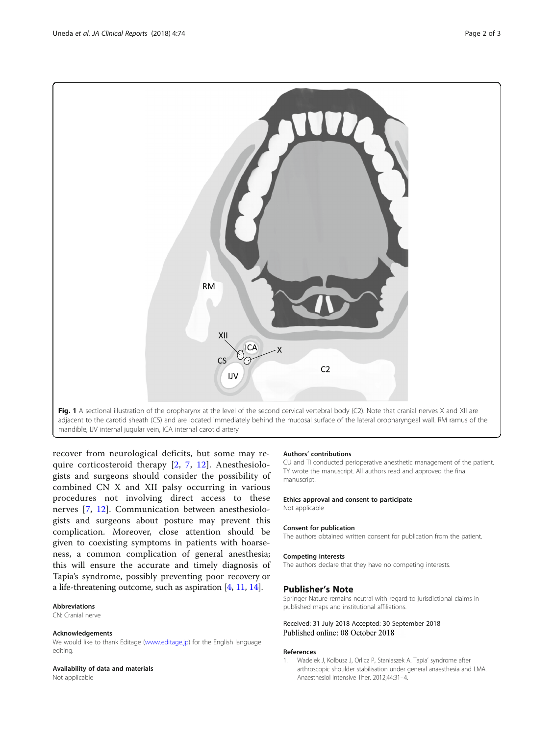Fig. 1 A sectional illustration of the oropharynx at the level of the second cervical vertebral body (C2). Note that cranial nerves X and XII are adjacent to the carotid sheath (CS) and are located immediately behind the mucosal surface of the lateral oropharyngeal wall. RM ramus of the mandible, IJV internal jugular vein, ICA internal carotid artery

recover from neurological deficits, but some may require corticosteroid therapy [2, 7, 12]. Anesthesiologists and surgeons should consider the possibility of combined CN X and XII palsy occurring in various procedures not involving direct access to these nerves [7, 12]. Communication between anesthesiologists and surgeons about posture may prevent this complication. Moreover, close attention should be given to coexisting symptoms in patients with hoarseness, a common complication of general anesthesia; this will ensure the accurate and timely diagnosis of Tapia's syndrome, possibly preventing poor recovery or a life-threatening outcome, such as aspiration [4, 11, 14].

#### Abbreviations

CN: Cranial nerve

#### Acknowledgements

We would like to thank Editage (www.editage.jp) for the English language editing.

#### Availability of data and materials

Not applicable

#### Authors' contributions

CU and TI conducted perioperative anesthetic management of the patient. TY wrote the manuscript. All authors read and approved the final manuscript.

#### Ethics approval and consent to participate

Not applicable

#### Consent for publication

The authors obtained written consent for publication from the patient.

#### Competing interests

The authors declare that they have no competing interests.

## Publisher's Note

Springer Nature remains neutral with regard to jurisdictional claims in published maps and institutional affiliations.

Received: 31 July 2018 Accepted: 30 September 2018
Published online: 08 October 2018

#### References

1. Wadelek J, Kolbusz J, Orlicz P, Staniaszek A. Tapia' syndrome after arthroscopic shoulder stabilisation under general anaesthesia and LMA. Anaesthesiol Intensive Ther. 2012;44:31–4.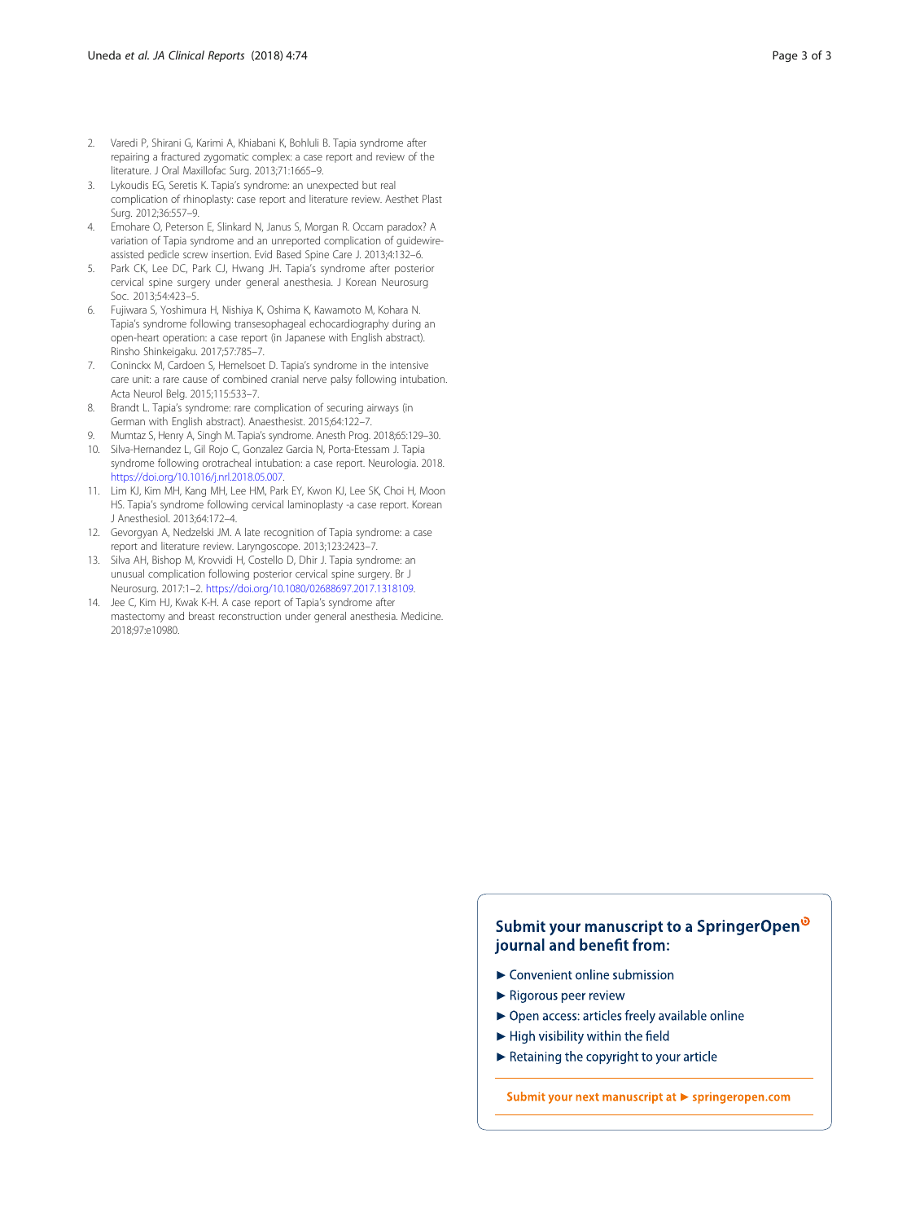2. Varedi P, Shirani G, Karimi A, Khiabani K, Bohluli B. Tapia syndrome after repairing a fractured zygomatic complex: a case report and review of the literature. J Oral Maxillofac Surg. 2013;71:1665–9.
3. Lykoudis EG, Seretis K. Tapia's syndrome: an unexpected but real complication of rhinoplasty: case report and literature review. Aesthet Plast Surg. 2012;36:557–9.
4. Emohare O, Peterson E, Slinkard N, Janus S, Morgan R. Occam paradox? A variation of Tapia syndrome and an unreported complication of guidewire-assisted pedicle screw insertion. Evid Based Spine Care J. 2013;4:132–6.
5. Park CK, Lee DC, Park CJ, Hwang JH. Tapia's syndrome after posterior cervical spine surgery under general anesthesia. J Korean Neurosurg Soc. 2013;54:423–5.
6. Fujiwara S, Yoshimura H, Nishiya K, Oshima K, Kawamoto M, Kohara N. Tapia's syndrome following transesophageal echocardiography during an open-heart operation: a case report (in Japanese with English abstract). Rinsho Shinkeigaku. 2017;57:785–7.
7. Coninckx M, Cardoen S, Hemelsoet D. Tapia's syndrome in the intensive care unit: a rare cause of combined cranial nerve palsy following intubation. Acta Neurol Belg. 2015;115:533–7.
8. Brandt L. Tapia's syndrome: rare complication of securing airways (in German with English abstract). Anaesthesist. 2015;64:122–7.
9. Mumtaz S, Henry A, Singh M. Tapia's syndrome. Anesth Prog. 2018;65:129–30.
10. Silva-Hernandez L, Gil Rojo C, Gonzalez Garcia N, Porta-Etessam J. Tapia syndrome following orotracheal intubation: a case report. Neurologia. 2018. https://doi.org/10.1016/j.nrl.2018.05.007.
11. Lim KJ, Kim MH, Kang MH, Lee HM, Park EY, Kwon KJ, Lee SK, Choi H, Moon HS. Tapia's syndrome following cervical laminoplasty -a case report. Korean J Anesthesiol. 2013;64:172–4.
12. Gevorgyan A, Nedzelski JM. A late recognition of Tapia syndrome: a case report and literature review. Laryngoscope. 2013;123:2423–7.
13. Silva AH, Bishop M, Krovvidi H, Costello D, Dhir J. Tapia syndrome: an unusual complication following posterior cervical spine surgery. Br J Neurosurg. 2017:1–2. https://doi.org/10.1080/02688697.2017.1318109.
14. Jee C, Kim HJ, Kwak K-H. A case report of Tapia's syndrome after mastectomy and breast reconstruction under general anesthesia. Medicine. 2018;97:e10980.

**Submit your manuscript to a SpringerOpen journal and benefit from:**

- ► Convenient online submission
- ► Rigorous peer review
- ► Open access: articles freely available online
- ► High visibility within the field
- ► Retaining the copyright to your article

**Submit your next manuscript at ► springeropen.com**